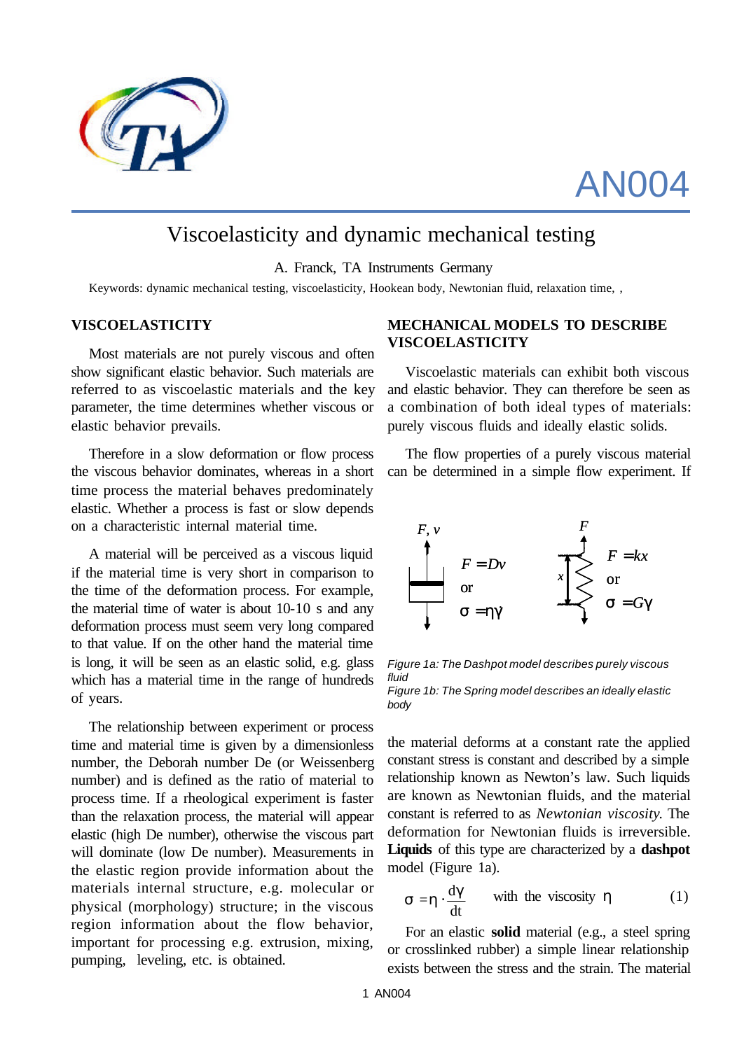# AN004

## Viscoelasticity and dynamic mechanical testing

A. Franck, TA Instruments Germany

Keywords: dynamic mechanical testing, viscoelasticity, Hookean body, Newtonian fluid, relaxation time, ,

### VISCOELASTICITY

Most materials are not purely viscous and often show significant elastic behavior. Such materials are referred to as viscoelastic materials and the key parameter, the time determines whether viscous or elastic behavior prevails.

Therefore in a slow deformation or flow process the viscous behavior dominates, whereas in a short time process the material behaves predominately elastic. Whether a process is fast or slow depends on a characteristic internal material time.

A material will be perceived as a viscous liquid if the material time is very short in comparison to the time of the deformation process. For example, the material time of water is about 10-10 s and any deformation process must seem very long compared to that value. If on the other hand the material time is long, it will be seen as an elastic solid, e.g. glass which has a material time in the range of hundreds of years.

The relationship between experiment or process time and material time is given by a dimensionless number, the Deborah number De (or Weissenberg number) and is defined as the ratio of material to process time. If a rheological experiment is faster than the relaxation process, the material will appear elastic (high De number), otherwise the viscous part will dominate (low De number). Measurements in the elastic region provide information about the materials internal structure, e.g. molecular or physical (morphology) structure; in the viscous region information about the flow behavior, important for processing e.g. extrusion, mixing, pumping, leveling, etc. is obtained.

### MECHANICAL MODELS TO DESCRIBE VISCOELASTICITY

Viscoelastic materials can exhibit both viscous and elastic behavior. They can therefore be seen as a combination of both ideal types of materials: purely viscous fluids and ideally elastic solids.

The flow properties of a purely viscous material can be determined in a simple flow experiment. If

$F, v$ — $F = Dv$ or $\sigma = \eta\dot{\gamma}$

$F$ — $x$ — $F = kx$ or $\sigma = G\gamma$

*Figure 1a: The Dashpot model describes purely viscous fluid*
*Figure 1b: The Spring model describes an ideally elastic body*

the material deforms at a constant rate the applied constant stress is constant and described by a simple relationship known as Newton's law. Such liquids are known as Newtonian fluids, and the material constant is referred to as *Newtonian viscosity.* The deformation for Newtonian fluids is irreversible. **Liquids** of this type are characterized by a **dashpot** model (Figure 1a).

$$\sigma = \eta \cdot \frac{d\gamma}{dt} \quad \text{with the viscosity } \eta \qquad (1)$$

For an elastic **solid** material (e.g., a steel spring or crosslinked rubber) a simple linear relationship exists between the stress and the strain. The material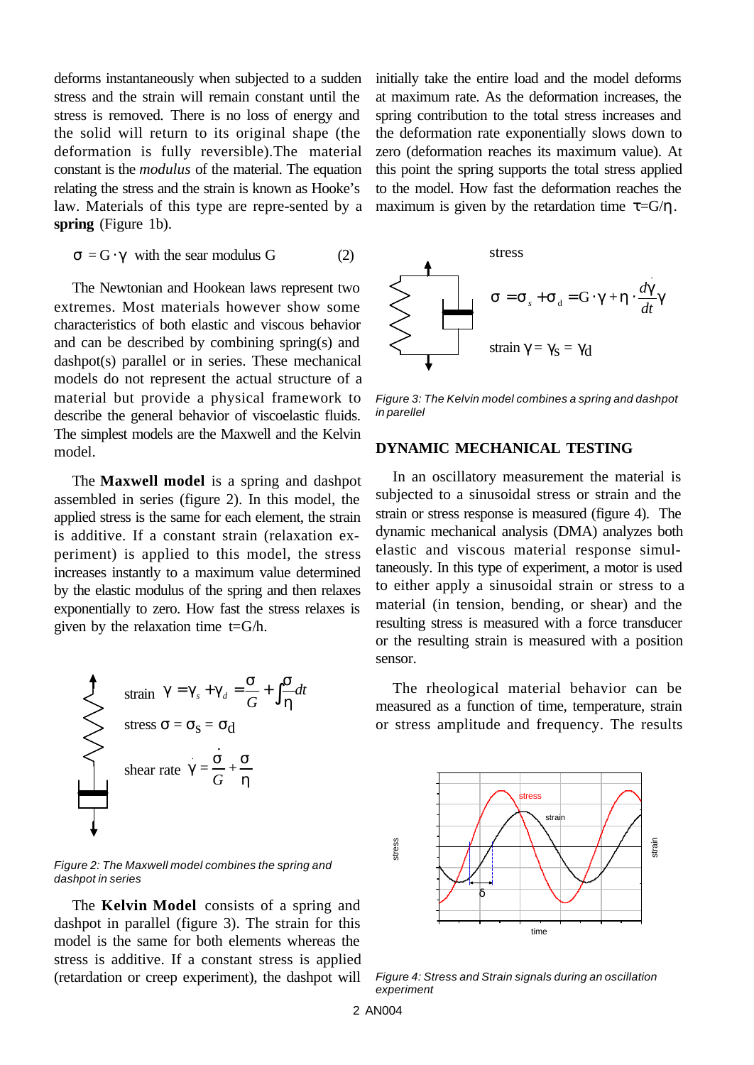deforms instantaneously when subjected to a sudden stress and the strain will remain constant until the stress is removed. There is no loss of energy and the solid will return to its original shape (the deformation is fully reversible).The material constant is the *modulus* of the material. The equation relating the stress and the strain is known as Hooke's law. Materials of this type are repre-sented by a **spring** (Figure 1b).

$$\sigma = G \cdot \gamma \quad \text{with the sear modulus G} \tag{2}$$

The Newtonian and Hookean laws represent two extremes. Most materials however show some characteristics of both elastic and viscous behavior and can be described by combining spring(s) and dashpot(s) parallel or in series. These mechanical models do not represent the actual structure of a material but provide a physical framework to describe the general behavior of viscoelastic fluids. The simplest models are the Maxwell and the Kelvin model.

The **Maxwell model** is a spring and dashpot assembled in series (figure 2). In this model, the applied stress is the same for each element, the strain is additive. If a constant strain (relaxation ex-periment) is applied to this model, the stress increases instantly to a maximum value determined by the elastic modulus of the spring and then relaxes exponentially to zero. How fast the stress relaxes is given by the relaxation time t=G/h.

strain $\gamma = \gamma_s + \gamma_d = \frac{\sigma}{G} + \int \frac{\sigma}{\eta} dt$

stress $\sigma = \sigma_S = \sigma_d$

shear rate $\dot{\gamma} = \frac{\dot{\sigma}}{G} + \frac{\sigma}{\eta}$

*Figure 2: The Maxwell model combines the spring and dashpot in series*

The **Kelvin Model** consists of a spring and dashpot in parallel (figure 3). The strain for this model is the same for both elements whereas the stress is additive. If a constant stress is applied (retardation or creep experiment), the dashpot will initially take the entire load and the model deforms at maximum rate. As the deformation increases, the spring contribution to the total stress increases and the deformation rate exponentially slows down to zero (deformation reaches its maximum value). At this point the spring supports the total stress applied to the model. How fast the deformation reaches the maximum is given by the retardation time $\tau = G/\eta$.

stress

$\sigma = \sigma_s + \sigma_d = G \cdot \gamma + \eta \cdot \frac{d\dot{\gamma}}{dt}\gamma$

strain $\gamma = \gamma_S = \gamma_d$

*Figure 3: The Kelvin model combines a spring and dashpot in parellel*

## DYNAMIC MECHANICAL TESTING

In an oscillatory measurement the material is subjected to a sinusoidal stress or strain and the strain or stress response is measured (figure 4). The dynamic mechanical analysis (DMA) analyzes both elastic and viscous material response simul-taneously. In this type of experiment, a motor is used to either apply a sinusoidal strain or stress to a material (in tension, bending, or shear) and the resulting stress is measured with a force transducer or the resulting strain is measured with a position sensor.

The rheological material behavior can be measured as a function of time, temperature, strain or stress amplitude and frequency. The results

*Figure 4: Stress and Strain signals during an oscillation experiment*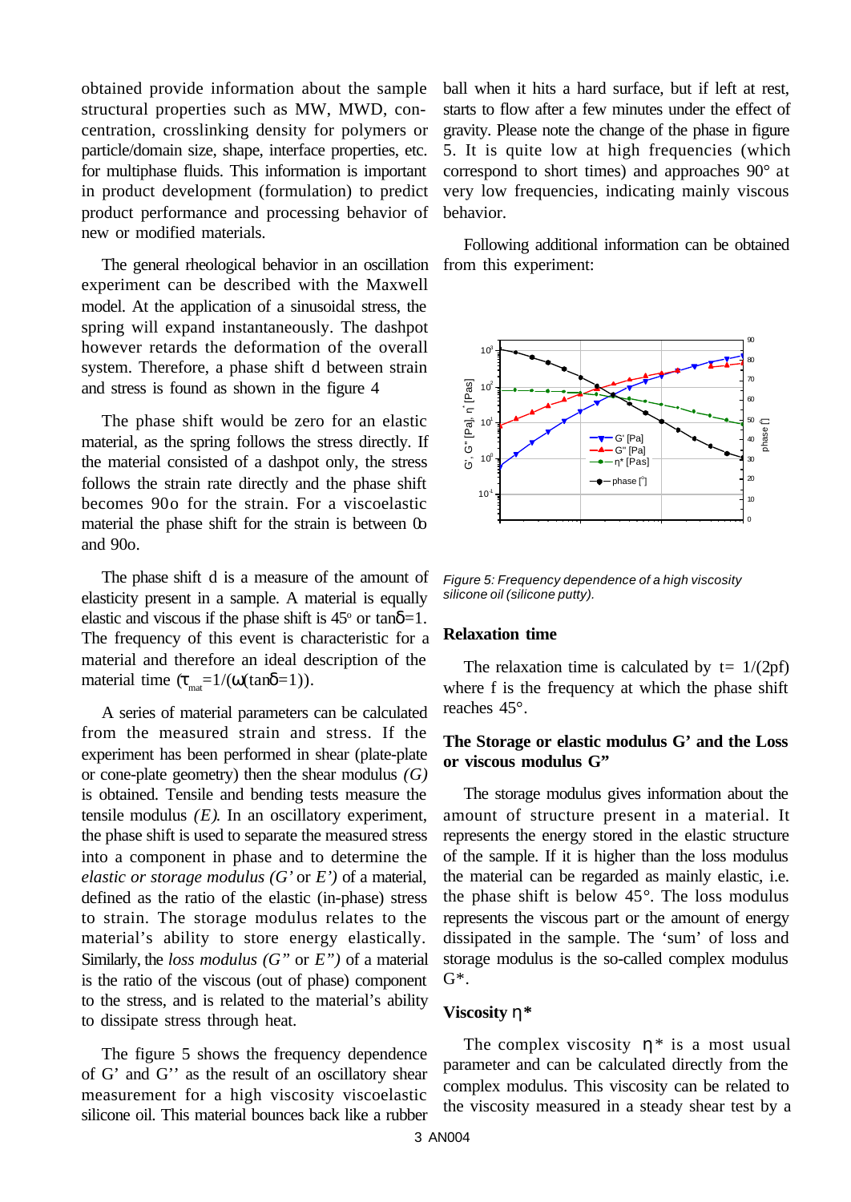obtained provide information about the sample structural properties such as MW, MWD, concentration, crosslinking density for polymers or particle/domain size, shape, interface properties, etc. for multiphase fluids. This information is important in product development (formulation) to predict product performance and processing behavior of new or modified materials.

The general rheological behavior in an oscillation experiment can be described with the Maxwell model. At the application of a sinusoidal stress, the spring will expand instantaneously. The dashpot however retards the deformation of the overall system. Therefore, a phase shift d between strain and stress is found as shown in the figure 4

The phase shift would be zero for an elastic material, as the spring follows the stress directly. If the material consisted of a dashpot only, the stress follows the strain rate directly and the phase shift becomes 90o for the strain. For a viscoelastic material the phase shift for the strain is between 0o and 90o.

The phase shift d is a measure of the amount of elasticity present in a sample. A material is equally elastic and viscous if the phase shift is 45° or $\tan\delta=1$. The frequency of this event is characteristic for a material and therefore an ideal description of the material time ($\tau_{mat}=1/(\omega(\tan\delta=1))$).

A series of material parameters can be calculated from the measured strain and stress. If the experiment has been performed in shear (plate-plate or cone-plate geometry) then the shear modulus *(G)* is obtained. Tensile and bending tests measure the tensile modulus *(E)*. In an oscillatory experiment, the phase shift is used to separate the measured stress into a component in phase and to determine the *elastic or storage modulus (G' or E')* of a material, defined as the ratio of the elastic (in-phase) stress to strain. The storage modulus relates to the material's ability to store energy elastically. Similarly, the *loss modulus (G" or E")* of a material is the ratio of the viscous (out of phase) component to the stress, and is related to the material's ability to dissipate stress through heat.

The figure 5 shows the frequency dependence of G' and G'' as the result of an oscillatory shear measurement for a high viscosity viscoelastic silicone oil. This material bounces back like a rubber ball when it hits a hard surface, but if left at rest, starts to flow after a few minutes under the effect of gravity. Please note the change of the phase in figure 5. It is quite low at high frequencies (which correspond to short times) and approaches 90° at very low frequencies, indicating mainly viscous behavior.

Following additional information can be obtained from this experiment:

*Figure 5: Frequency dependence of a high viscosity silicone oil (silicone putty).*

## Relaxation time

The relaxation time is calculated by $t= 1/(2pf)$ where f is the frequency at which the phase shift reaches 45°.

## The Storage or elastic modulus G' and the Loss or viscous modulus G"

The storage modulus gives information about the amount of structure present in a material. It represents the energy stored in the elastic structure of the sample. If it is higher than the loss modulus the material can be regarded as mainly elastic, i.e. the phase shift is below 45°. The loss modulus represents the viscous part or the amount of energy dissipated in the sample. The 'sum' of loss and storage modulus is the so-called complex modulus G*.

## Viscosity η*

The complex viscosity η* is a most usual parameter and can be calculated directly from the complex modulus. This viscosity can be related to the viscosity measured in a steady shear test by a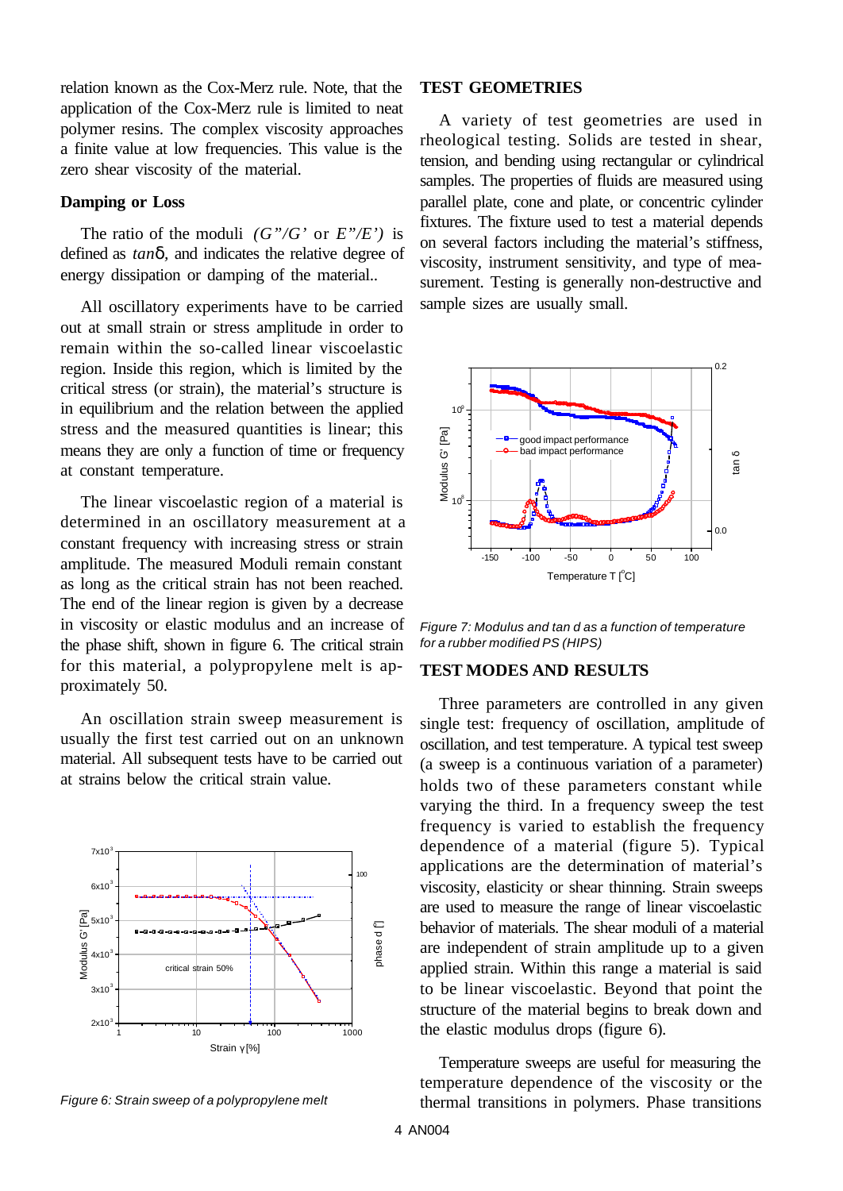relation known as the Cox-Merz rule. Note, that the application of the Cox-Merz rule is limited to neat polymer resins. The complex viscosity approaches a finite value at low frequencies. This value is the zero shear viscosity of the material.

### Damping or Loss

The ratio of the moduli *(G"/G'* or *E"/E')* is defined as *tan*δ, and indicates the relative degree of energy dissipation or damping of the material..

All oscillatory experiments have to be carried out at small strain or stress amplitude in order to remain within the so-called linear viscoelastic region. Inside this region, which is limited by the critical stress (or strain), the material's structure is in equilibrium and the relation between the applied stress and the measured quantities is linear; this means they are only a function of time or frequency at constant temperature.

The linear viscoelastic region of a material is determined in an oscillatory measurement at a constant frequency with increasing stress or strain amplitude. The measured Moduli remain constant as long as the critical strain has not been reached. The end of the linear region is given by a decrease in viscosity or elastic modulus and an increase of the phase shift, shown in figure 6. The critical strain for this material, a polypropylene melt is approximately 50.

An oscillation strain sweep measurement is usually the first test carried out on an unknown material. All subsequent tests have to be carried out at strains below the critical strain value.

*Figure 6: Strain sweep of a polypropylene melt*

## TEST GEOMETRIES

A variety of test geometries are used in rheological testing. Solids are tested in shear, tension, and bending using rectangular or cylindrical samples. The properties of fluids are measured using parallel plate, cone and plate, or concentric cylinder fixtures. The fixture used to test a material depends on several factors including the material's stiffness, viscosity, instrument sensitivity, and type of measurement. Testing is generally non-destructive and sample sizes are usually small.

*Figure 7: Modulus and tan d as a function of temperature for a rubber modified PS (HIPS)*

## TEST MODES AND RESULTS

Three parameters are controlled in any given single test: frequency of oscillation, amplitude of oscillation, and test temperature. A typical test sweep (a sweep is a continuous variation of a parameter) holds two of these parameters constant while varying the third. In a frequency sweep the test frequency is varied to establish the frequency dependence of a material (figure 5). Typical applications are the determination of material's viscosity, elasticity or shear thinning. Strain sweeps are used to measure the range of linear viscoelastic behavior of materials. The shear moduli of a material are independent of strain amplitude up to a given applied strain. Within this range a material is said to be linear viscoelastic. Beyond that point the structure of the material begins to break down and the elastic modulus drops (figure 6).

Temperature sweeps are useful for measuring the temperature dependence of the viscosity or the thermal transitions in polymers. Phase transitions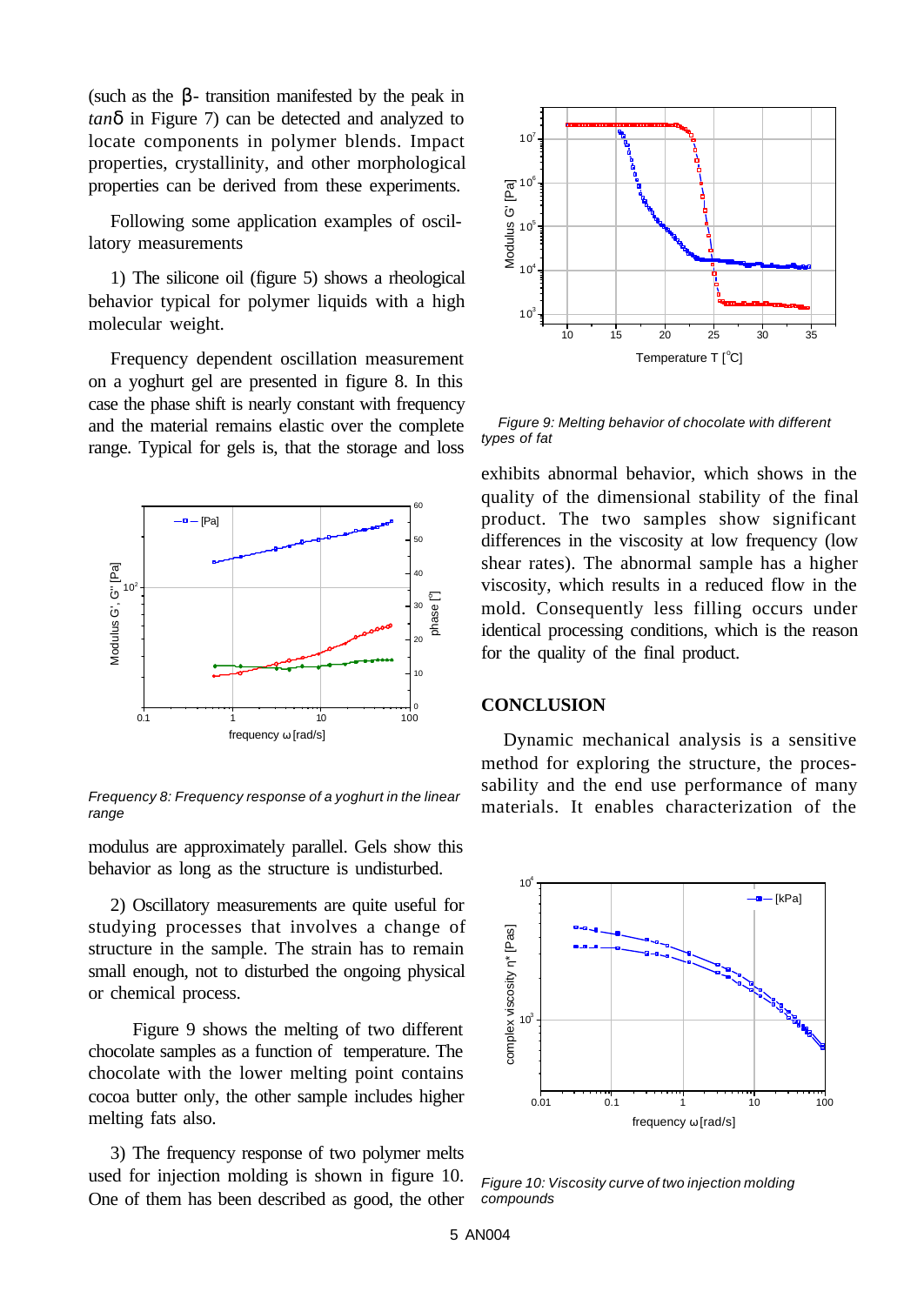(such as the β- transition manifested by the peak in *tan*δ in Figure 7) can be detected and analyzed to locate components in polymer blends. Impact properties, crystallinity, and other morphological properties can be derived from these experiments.

Following some application examples of oscillatory measurements

1) The silicone oil (figure 5) shows a rheological behavior typical for polymer liquids with a high molecular weight.

Frequency dependent oscillation measurement on a yoghurt gel are presented in figure 8. In this case the phase shift is nearly constant with frequency and the material remains elastic over the complete range. Typical for gels is, that the storage and loss modulus are approximately parallel. Gels show this behavior as long as the structure is undisturbed.

*Frequency 8: Frequency response of a yoghurt in the linear range*

2) Oscillatory measurements are quite useful for studying processes that involves a change of structure in the sample. The strain has to remain small enough, not to disturbed the ongoing physical or chemical process.

Figure 9 shows the melting of two different chocolate samples as a function of temperature. The chocolate with the lower melting point contains cocoa butter only, the other sample includes higher melting fats also.

3) The frequency response of two polymer melts used for injection molding is shown in figure 10. One of them has been described as good, the other exhibits abnormal behavior, which shows in the quality of the dimensional stability of the final product. The two samples show significant differences in the viscosity at low frequency (low shear rates). The abnormal sample has a higher viscosity, which results in a reduced flow in the mold. Consequently less filling occurs under identical processing conditions, which is the reason for the quality of the final product.

*Figure 9: Melting behavior of chocolate with different types of fat*

## CONCLUSION

Dynamic mechanical analysis is a sensitive method for exploring the structure, the processability and the end use performance of many materials. It enables characterization of the

*Figure 10: Viscosity curve of two injection molding compounds*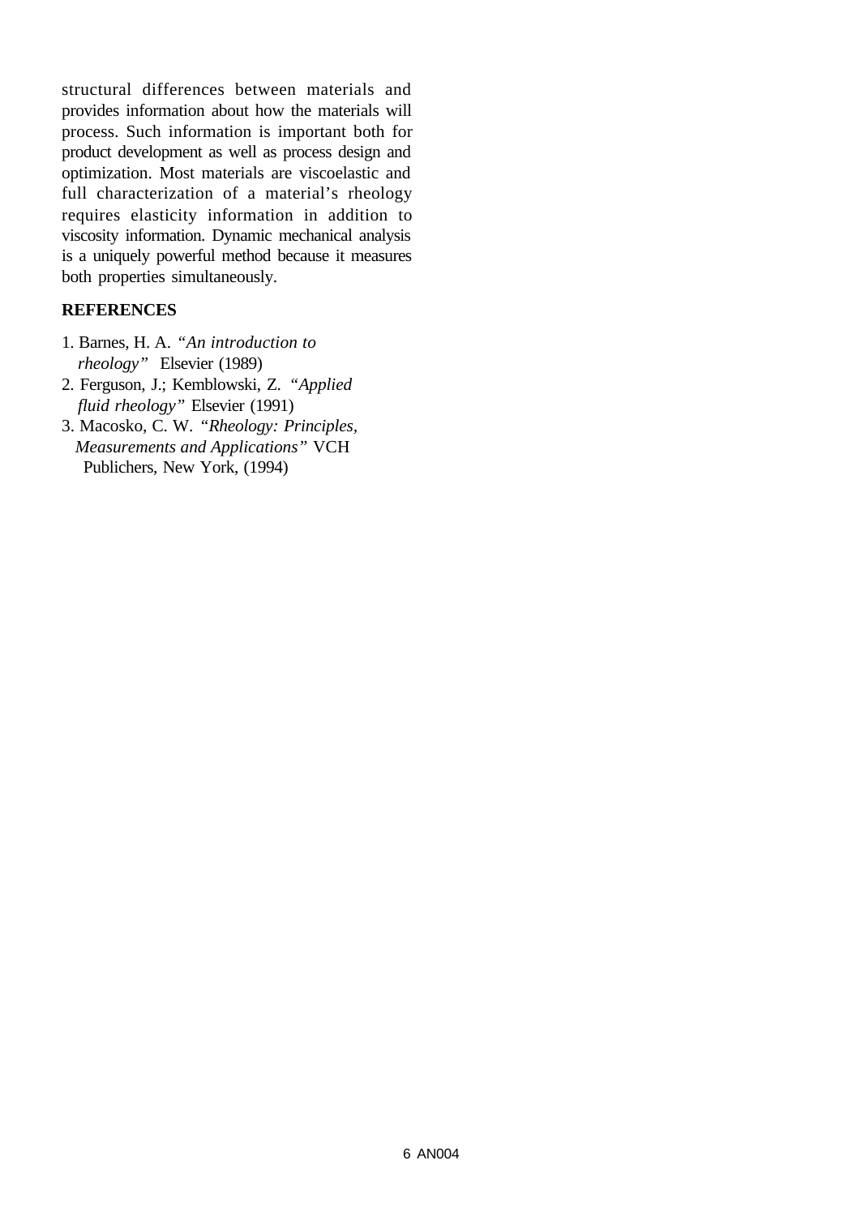structural differences between materials and provides information about how the materials will process. Such information is important both for product development as well as process design and optimization. Most materials are viscoelastic and full characterization of a material's rheology requires elasticity information in addition to viscosity information. Dynamic mechanical analysis is a uniquely powerful method because it measures both properties simultaneously.

**REFERENCES**

1. Barnes, H. A. *"An introduction to rheology"* Elsevier (1989)
2. Ferguson, J.; Kemblowski, Z. *"Applied fluid rheology"* Elsevier (1991)
3. Macosko, C. W. *"Rheology: Principles, Measurements and Applications"* VCH Publichers, New York, (1994)